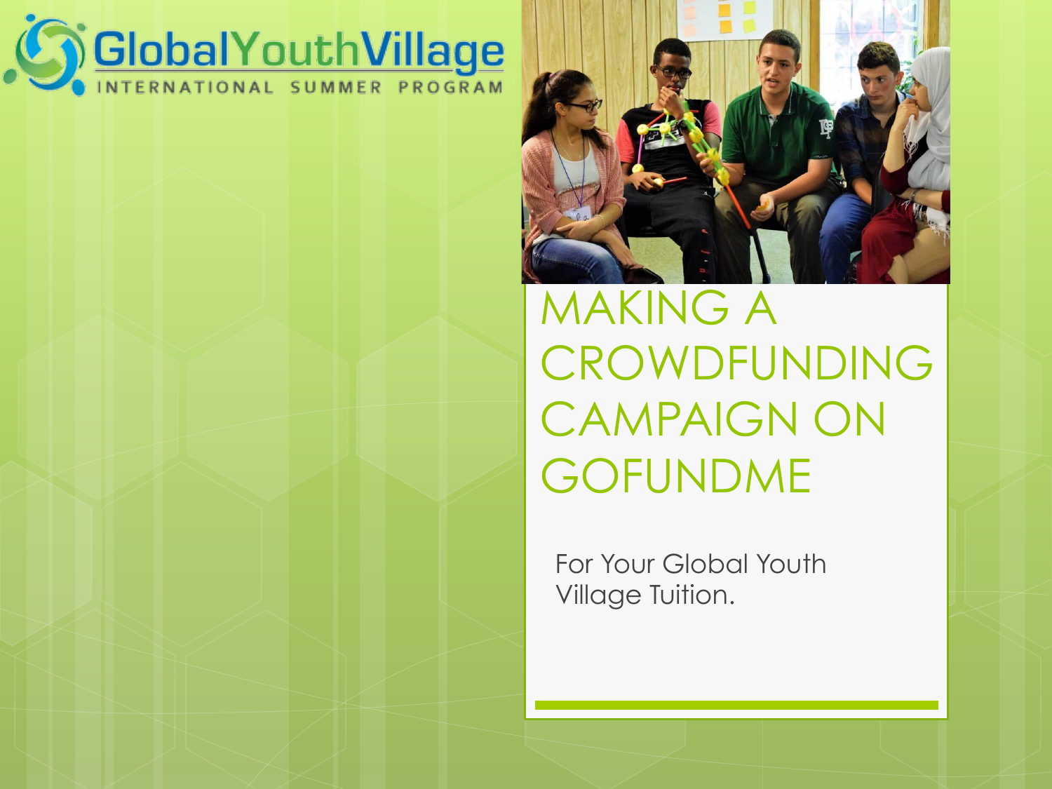GlobalYouthVillage
INTERNATIONAL SUMMER PROGRAM

# MAKING A CROWDFUNDING CAMPAIGN ON GOFUNDME

For Your Global Youth Village Tuition.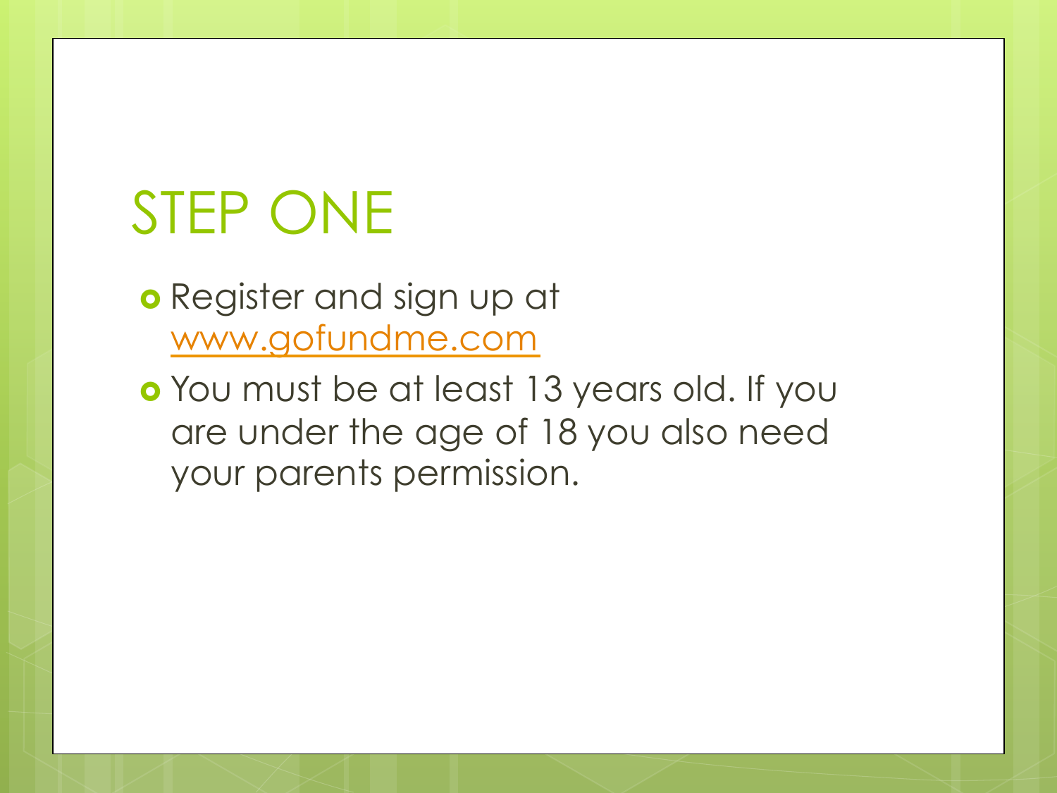# STEP ONE

- Register and sign up at [www.gofundme.com](www.gofundme.com)
- You must be at least 13 years old. If you are under the age of 18 you also need your parents permission.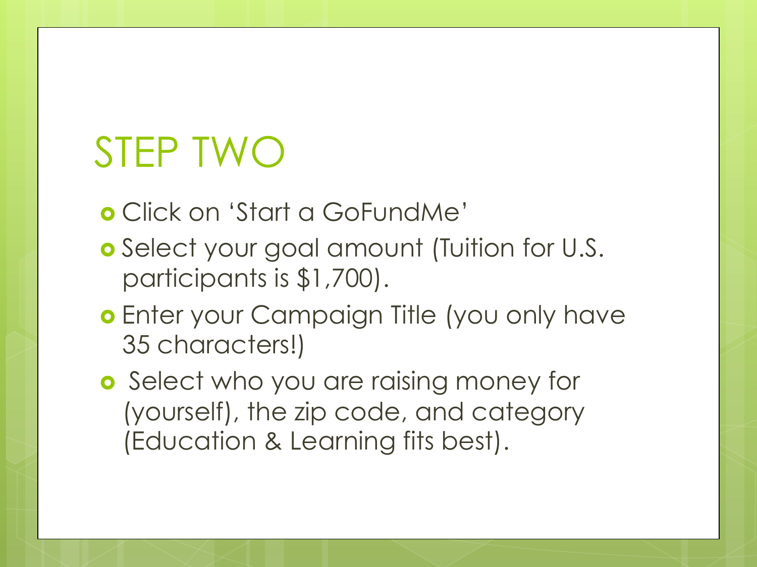# STEP TWO

- Click on 'Start a GoFundMe'
- Select your goal amount (Tuition for U.S. participants is $1,700).
- Enter your Campaign Title (you only have 35 characters!)
- Select who you are raising money for (yourself), the zip code, and category (Education & Learning fits best).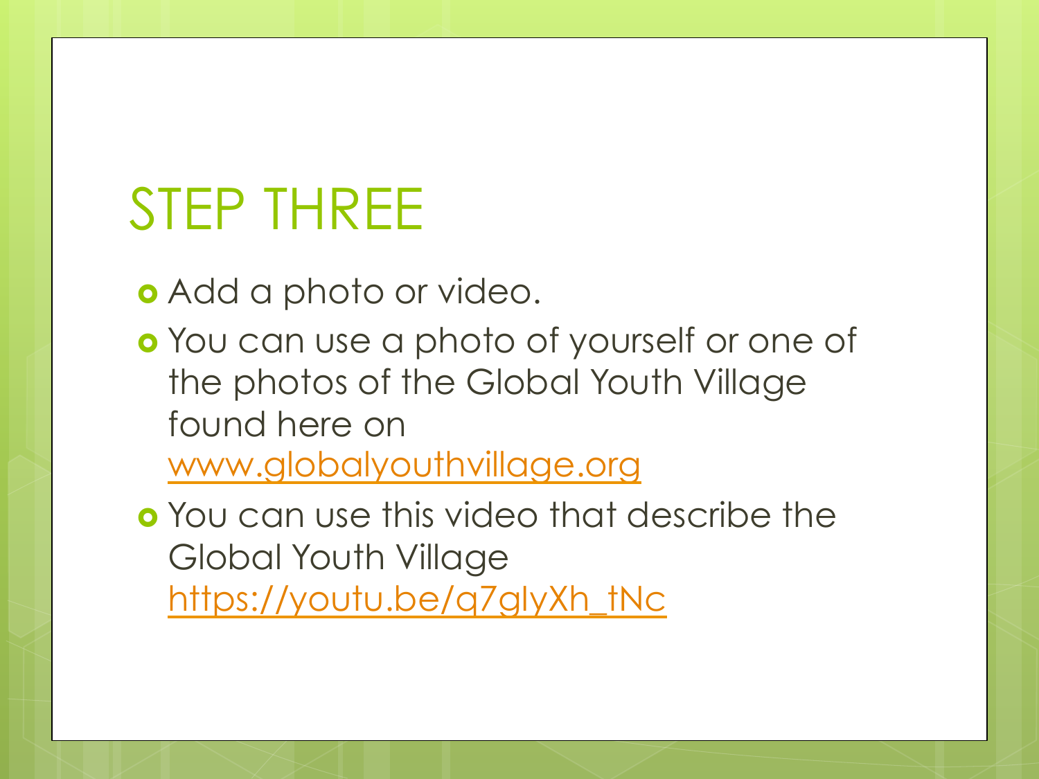# STEP THREE

- Add a photo or video.
- You can use a photo of yourself or one of the photos of the Global Youth Village found here on www.globalyouthvillage.org
- You can use this video that describe the Global Youth Village https://youtu.be/q7glyXh_tNc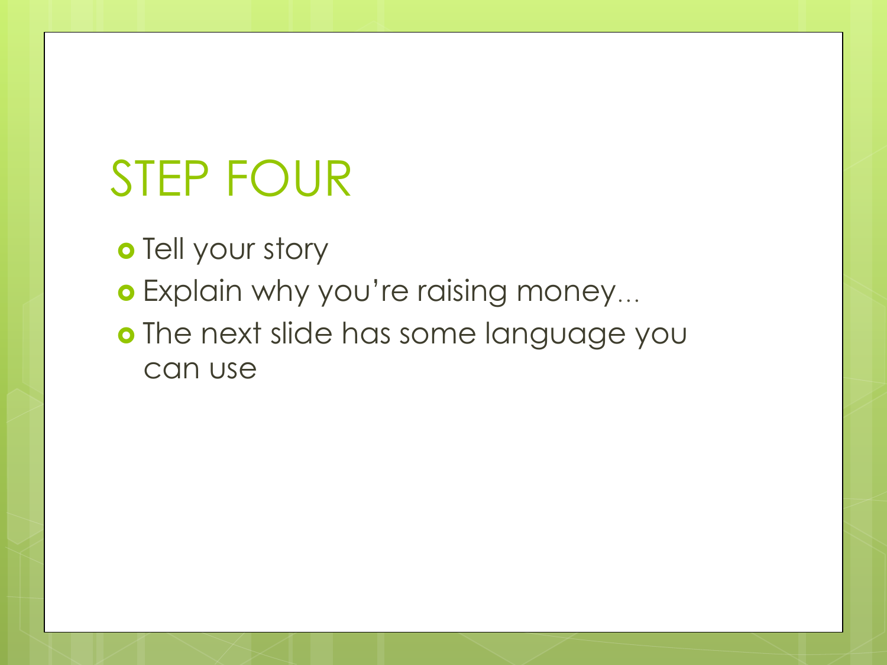# STEP FOUR

- Tell your story
- Explain why you're raising money…
- The next slide has some language you can use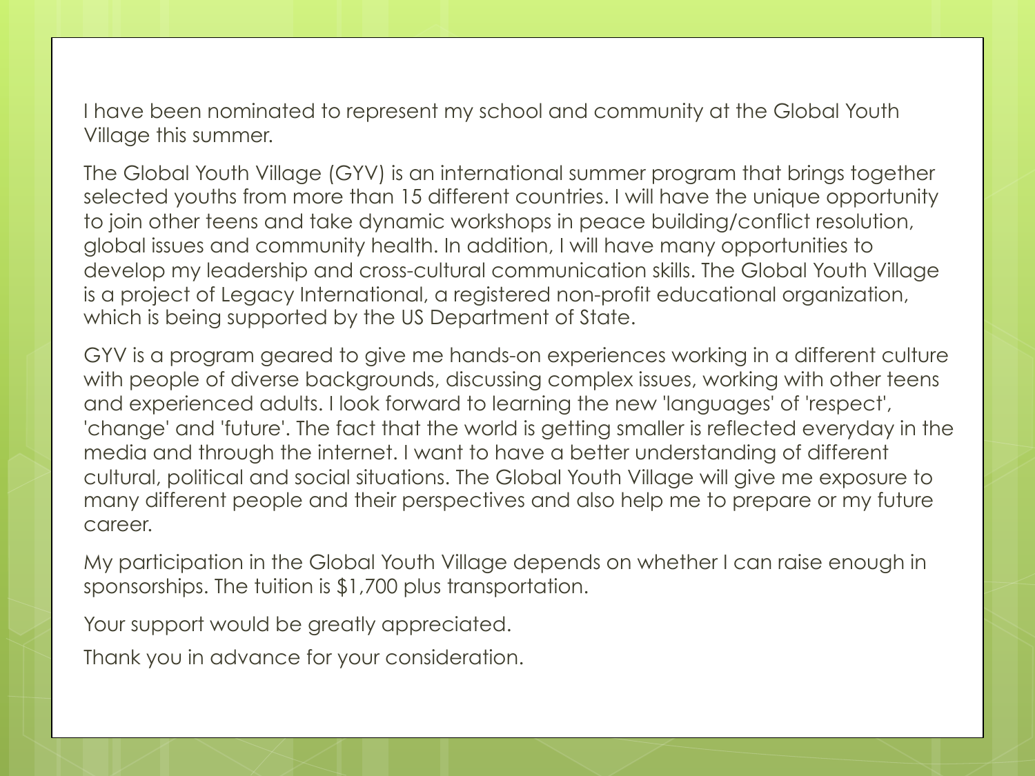I have been nominated to represent my school and community at the Global Youth Village this summer.

The Global Youth Village (GYV) is an international summer program that brings together selected youths from more than 15 different countries. I will have the unique opportunity to join other teens and take dynamic workshops in peace building/conflict resolution, global issues and community health. In addition, I will have many opportunities to develop my leadership and cross-cultural communication skills. The Global Youth Village is a project of Legacy International, a registered non-profit educational organization, which is being supported by the US Department of State.

GYV is a program geared to give me hands-on experiences working in a different culture with people of diverse backgrounds, discussing complex issues, working with other teens and experienced adults. I look forward to learning the new 'languages' of 'respect', 'change' and 'future'. The fact that the world is getting smaller is reflected everyday in the media and through the internet. I want to have a better understanding of different cultural, political and social situations. The Global Youth Village will give me exposure to many different people and their perspectives and also help me to prepare or my future career.

My participation in the Global Youth Village depends on whether I can raise enough in sponsorships. The tuition is $1,700 plus transportation.

Your support would be greatly appreciated.

Thank you in advance for your consideration.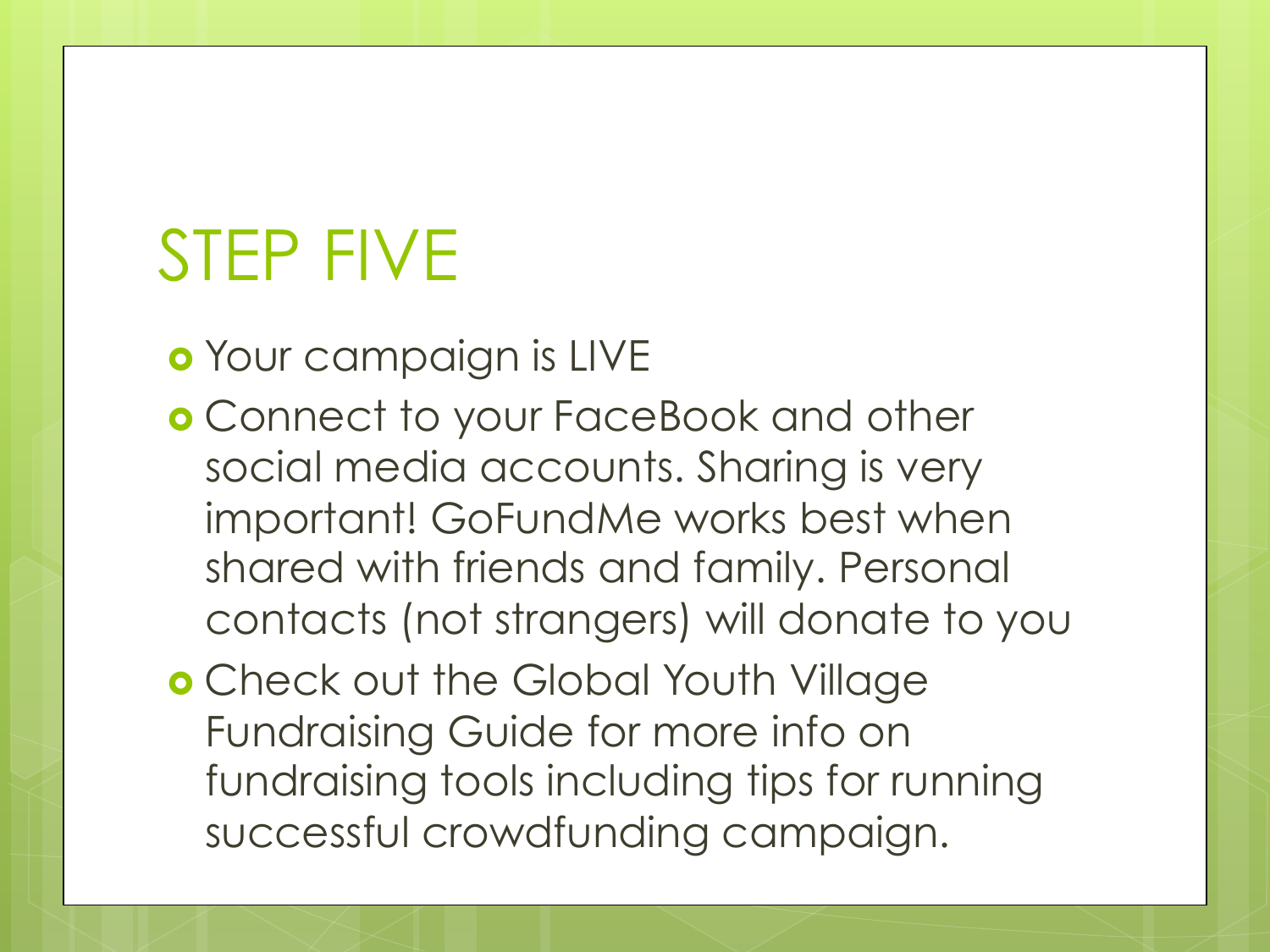# STEP FIVE

- Your campaign is LIVE
- Connect to your FaceBook and other social media accounts. Sharing is very important! GoFundMe works best when shared with friends and family. Personal contacts (not strangers) will donate to you
- Check out the Global Youth Village Fundraising Guide for more info on fundraising tools including tips for running successful crowdfunding campaign.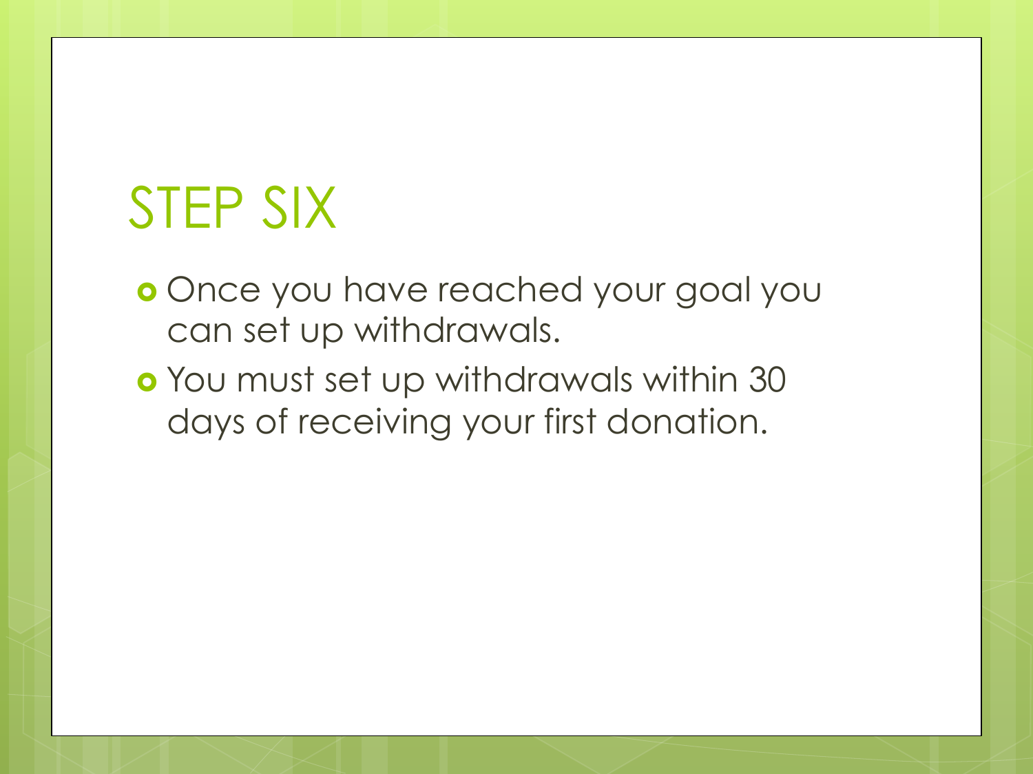# STEP SIX

- Once you have reached your goal you can set up withdrawals.
- You must set up withdrawals within 30 days of receiving your first donation.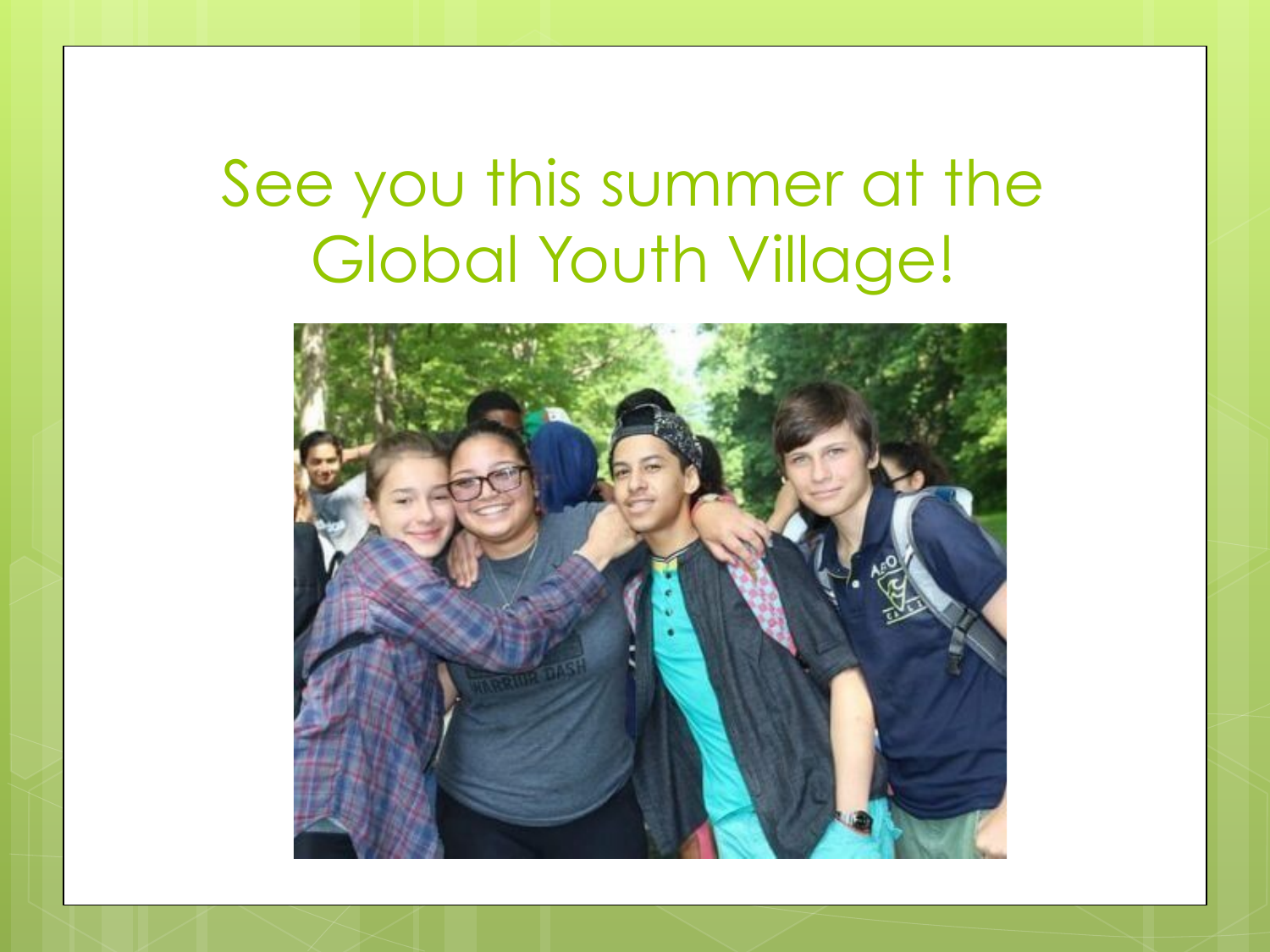# See you this summer at the Global Youth Village!